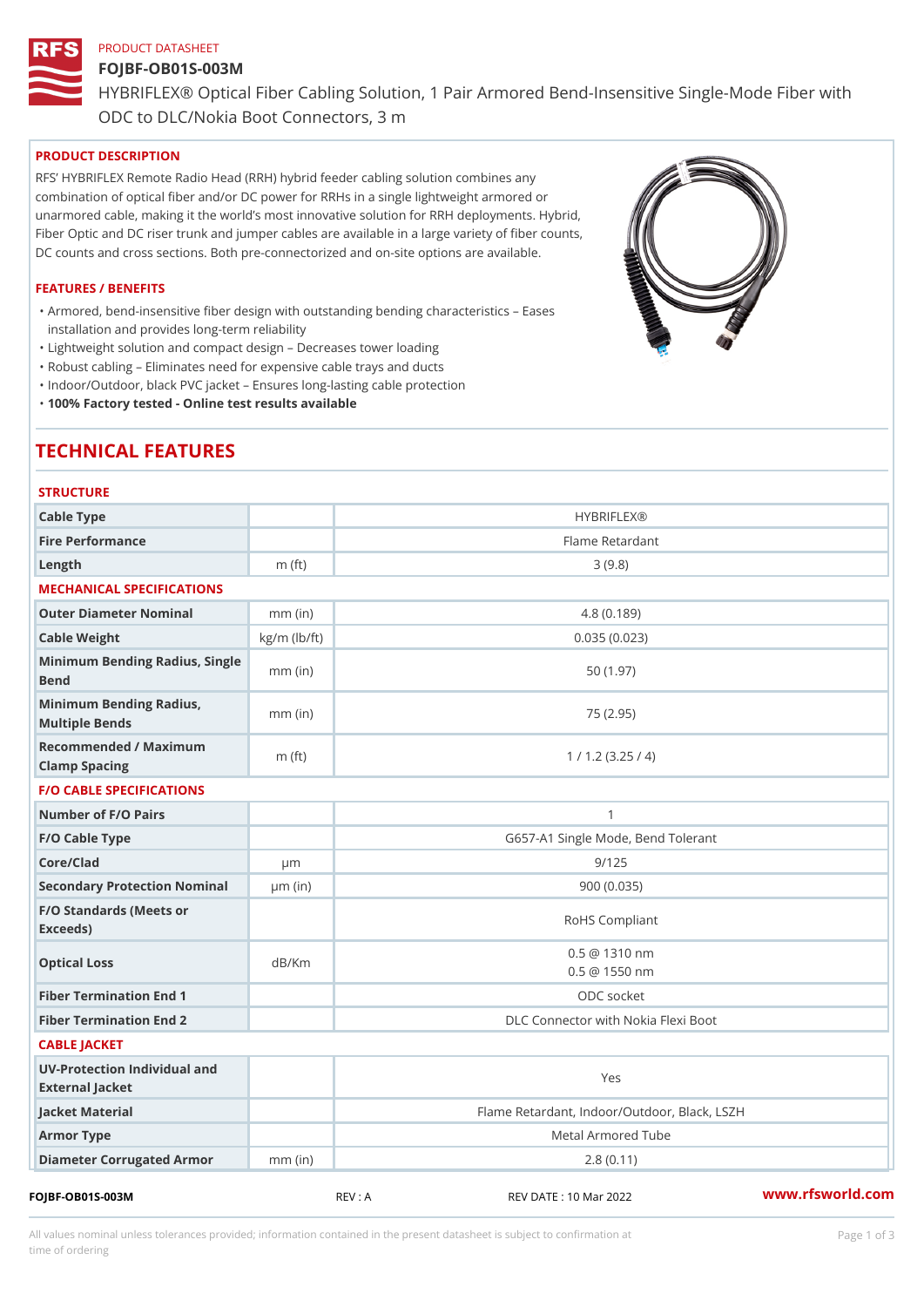PRODUCT DATASHEET

# FOJBF-OB01S-003M

HYBRIFLEX® Optical Fiber Cabling Solution, 1 Pair Armored Bend-Insensitive Single-Mode Fiber with ODC to DLC/Nokia Boot Connectors, 3 m

## PRODUCT DESCRIPTION

RFS' HYBRIFLEX Remote Radio Head (RRH) hybrid feeder cabling solution combines any combination of optical fiber and/or DC power for RRHs in a single lightweight armored or unarmored cable, making it the world's most innovative solution for RRH deployments. Hybrid, Fiber Optic and DC riser trunk and jumper cables are available in a large variety of fiber counts, DC counts and cross sections. Both pre-connectorized and on-site options are available.

## FEATURES / BENEFITS

- Armored, bend-insensitive fiber design with outstanding bending characteristics – Eases installation and provides long-term reliability
- Lightweight solution and compact design – Decreases tower loading
- Robust cabling – Eliminates need for expensive cable trays and ducts
- Indoor/Outdoor, black PVC jacket – Ensures long-lasting cable protection
- **100% Factory tested - Online test results available**

# TECHNICAL FEATURES

## STRUCTURE

| | | |
|---|---|---|
| Cable Type | | HYBRIFLEX® |
| Fire Performance | | Flame Retardant |
| Length | m (ft) | 3 (9.8) |

## MECHANICAL SPECIFICATIONS

| | | |
|---|---|---|
| Outer Diameter Nominal | mm (in) | 4.8 (0.189) |
| Cable Weight | kg/m (lb/ft) | 0.035 (0.023) |
| Minimum Bending Radius, Single Bend | mm (in) | 50 (1.97) |
| Minimum Bending Radius, Multiple Bends | mm (in) | 75 (2.95) |
| Recommended / Maximum Clamp Spacing | m (ft) | 1 / 1.2 (3.25 / 4) |

## F/O CABLE SPECIFICATIONS

| | | |
|---|---|---|
| Number of F/O Pairs | | 1 |
| F/O Cable Type | | G657-A1 Single Mode, Bend Tolerant |
| Core/Clad | µm | 9/125 |
| Secondary Protection Nominal | µm (in) | 900 (0.035) |
| F/O Standards (Meets or Exceeds) | | RoHS Compliant |
| Optical Loss | dB/Km | 0.5 @ 1310 nm<br>0.5 @ 1550 nm |
| Fiber Termination End 1 | | ODC socket |
| Fiber Termination End 2 | | DLC Connector with Nokia Flexi Boot |

## CABLE JACKET

| | | |
|---|---|---|
| UV-Protection Individual and External Jacket | | Yes |
| Jacket Material | | Flame Retardant, Indoor/Outdoor, Black, LSZH |
| Armor Type | | Metal Armored Tube |
| Diameter Corrugated Armor | mm (in) | 2.8 (0.11) |

FOJBF-OB01S-003M REV : A REV DATE : 10 Mar 2022 www.rfsworld.com

All values nominal unless tolerances provided; information contained in the present datasheet is subject to confirmation at time of ordering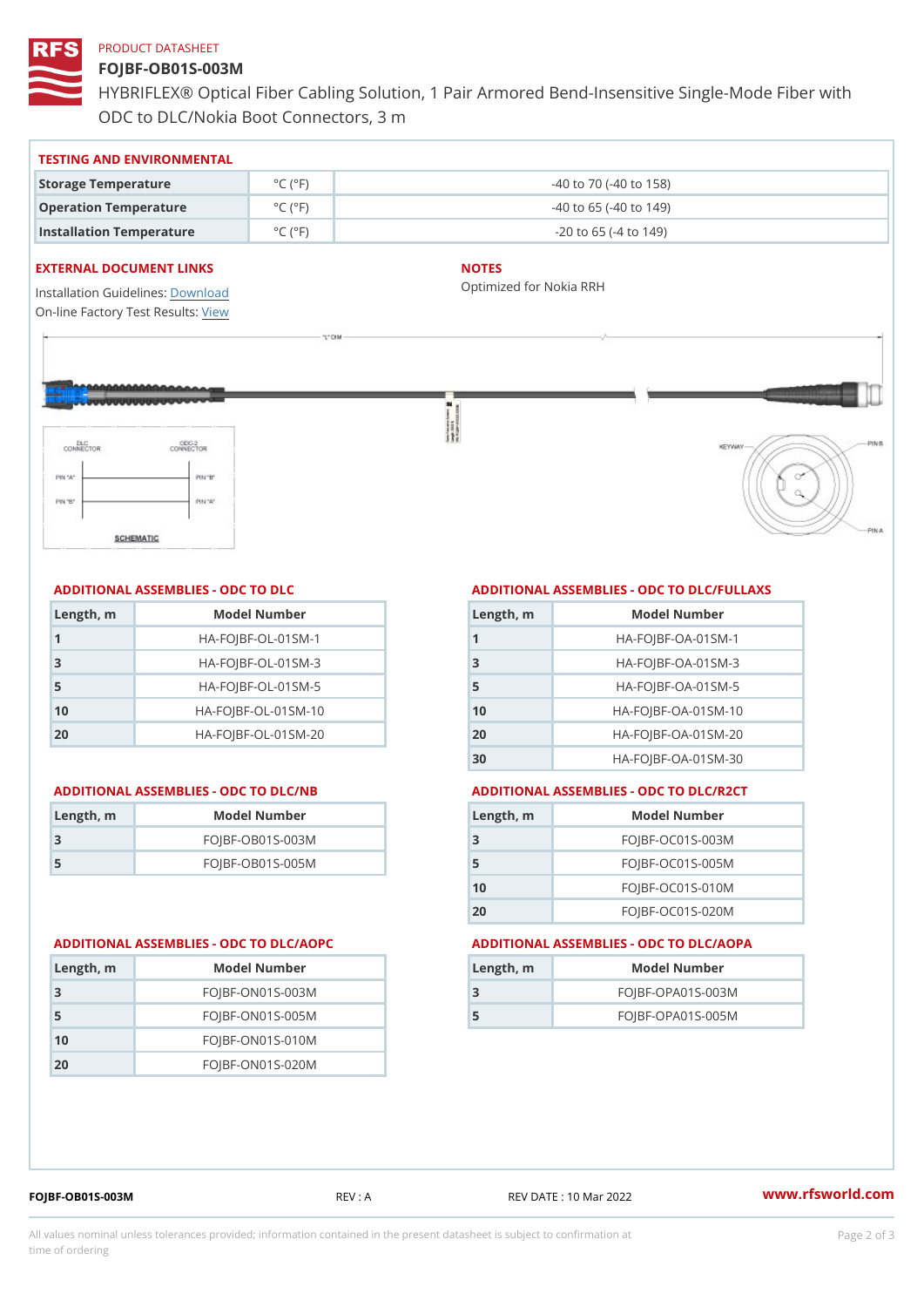PRODUCT DATASHEET

# FOJBF-OB01S-003M

HYBRIFLEX® Optical Fiber Cabling Solution, 1 Pair Armored Bend-Insensitive Single-Mode Fiber with ODC to DLC/Nokia Boot Connectors, 3 m

## TESTING AND ENVIRONMENTAL

| Storage Temperature | °C (°F) | -40 to 70 (-40 to 158) |
|---|---|---|
| Operation Temperature | °C (°F) | -40 to 65 (-40 to 149) |
| Installation Temperature | °C (°F) | -20 to 65 (-4 to 149) |

## EXTERNAL DOCUMENT LINKS

Installation Guidelines: Download
On-line Factory Test Results: View

## NOTES

Optimized for Nokia RRH

## ADDITIONAL ASSEMBLIES - ODC TO DLC

| Length, m | Model Number |
|---|---|
| 1 | HA-FOJBF-OL-01SM-1 |
| 3 | HA-FOJBF-OL-01SM-3 |
| 5 | HA-FOJBF-OL-01SM-5 |
| 10 | HA-FOJBF-OL-01SM-10 |
| 20 | HA-FOJBF-OL-01SM-20 |

## ADDITIONAL ASSEMBLIES - ODC TO DLC/FULLAXS

| Length, m | Model Number |
|---|---|
| 1 | HA-FOJBF-OA-01SM-1 |
| 3 | HA-FOJBF-OA-01SM-3 |
| 5 | HA-FOJBF-OA-01SM-5 |
| 10 | HA-FOJBF-OA-01SM-10 |
| 20 | HA-FOJBF-OA-01SM-20 |
| 30 | HA-FOJBF-OA-01SM-30 |

## ADDITIONAL ASSEMBLIES - ODC TO DLC/NB

| Length, m | Model Number |
|---|---|
| 3 | FOJBF-OB01S-003M |
| 5 | FOJBF-OB01S-005M |

## ADDITIONAL ASSEMBLIES - ODC TO DLC/R2CT

| Length, m | Model Number |
|---|---|
| 3 | FOJBF-OC01S-003M |
| 5 | FOJBF-OC01S-005M |
| 10 | FOJBF-OC01S-010M |
| 20 | FOJBF-OC01S-020M |

## ADDITIONAL ASSEMBLIES - ODC TO DLC/AOPC

| Length, m | Model Number |
|---|---|
| 3 | FOJBF-ON01S-003M |
| 5 | FOJBF-ON01S-005M |
| 10 | FOJBF-ON01S-010M |
| 20 | FOJBF-ON01S-020M |

## ADDITIONAL ASSEMBLIES - ODC TO DLC/AOPA

| Length, m | Model Number |
|---|---|
| 3 | FOJBF-OPA01S-003M |
| 5 | FOJBF-OPA01S-005M |

FOJBF-OB01S-003M REV : A REV DATE : 10 Mar 2022 www.rfsworld.com

All values nominal unless tolerances provided; information contained in the present datasheet is subject to confirmation at time of ordering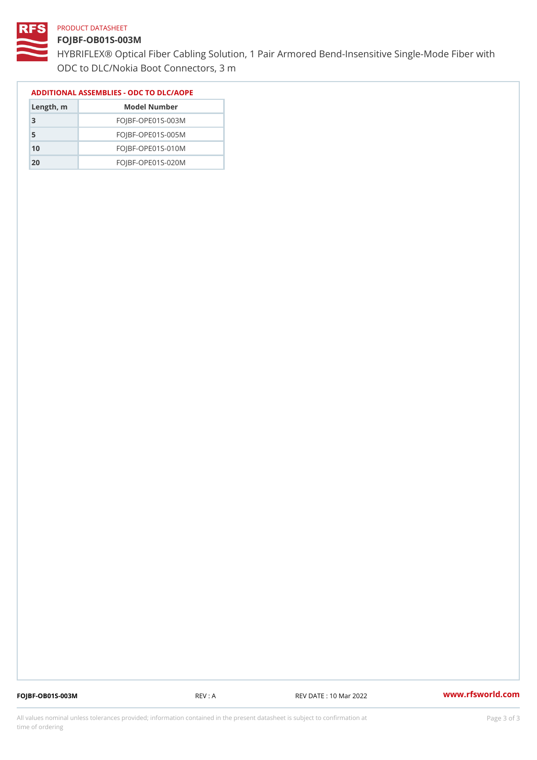PRODUCT DATASHEET

# FOJBF-OB01S-003M

HYBRIFLEX® Optical Fiber Cabling Solution, 1 Pair Armored Bend-Insensitive Single-Mode Fiber with ODC to DLC/Nokia Boot Connectors, 3 m

## ADDITIONAL ASSEMBLIES - ODC TO DLC/AOPE

| Length, m | Model Number |
|---|---|
| 3 | FOJBF-OPE01S-003M |
| 5 | FOJBF-OPE01S-005M |
| 10 | FOJBF-OPE01S-010M |
| 20 | FOJBF-OPE01S-020M |

FOJBF-OB01S-003M REV : A REV DATE : 10 Mar 2022 www.rfsworld.com

All values nominal unless tolerances provided; information contained in the present datasheet is subject to confirmation at time of ordering